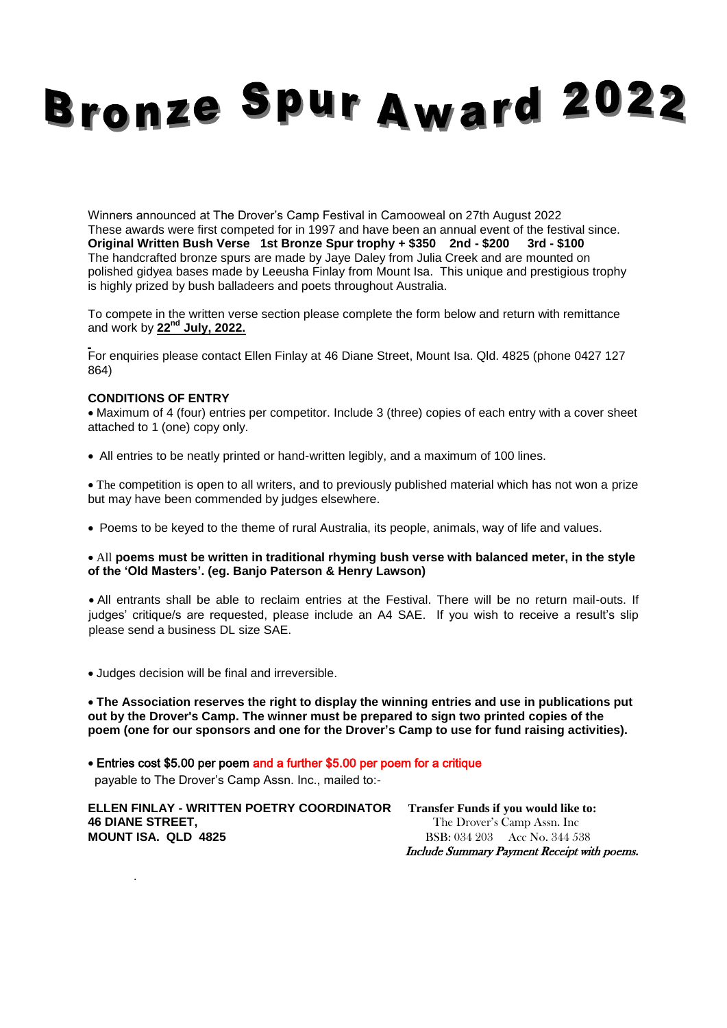# Bronze Spur Award 2022

Winners announced at The Drover's Camp Festival in Camooweal on 27th August 2022
These awards were first competed for in 1997 and have been an annual event of the festival since.
**Original Written Bush Verse 1st Bronze Spur trophy + $350 2nd - $200 3rd - $100**
The handcrafted bronze spurs are made by Jaye Daley from Julia Creek and are mounted on polished gidyea bases made by Leeusha Finlay from Mount Isa. This unique and prestigious trophy is highly prized by bush balladeers and poets throughout Australia.

To compete in the written verse section please complete the form below and return with remittance and work by **22nd July, 2022.**

For enquiries please contact Ellen Finlay at 46 Diane Street, Mount Isa. Qld. 4825 (phone 0427 127 864)

**CONDITIONS OF ENTRY**

- Maximum of 4 (four) entries per competitor. Include 3 (three) copies of each entry with a cover sheet attached to 1 (one) copy only.
- All entries to be neatly printed or hand-written legibly, and a maximum of 100 lines.
- The competition is open to all writers, and to previously published material which has not won a prize but may have been commended by judges elsewhere.
- Poems to be keyed to the theme of rural Australia, its people, animals, way of life and values.
- All **poems must be written in traditional rhyming bush verse with balanced meter, in the style of the 'Old Masters'. (eg. Banjo Paterson & Henry Lawson)**
- All entrants shall be able to reclaim entries at the Festival. There will be no return mail-outs. If judges' critique/s are requested, please include an A4 SAE. If you wish to receive a result's slip please send a business DL size SAE.
- Judges decision will be final and irreversible.
- **The Association reserves the right to display the winning entries and use in publications put out by the Drover's Camp. The winner must be prepared to sign two printed copies of the poem (one for our sponsors and one for the Drover's Camp to use for fund raising activities).**
- Entries cost $5.00 per poem and a further $5.00 per poem for a critique
  payable to The Drover's Camp Assn. Inc., mailed to:-

**ELLEN FINLAY - WRITTEN POETRY COORDINATOR**
**46 DIANE STREET,**
**MOUNT ISA. QLD 4825**

**Transfer Funds if you would like to:**
The Drover's Camp Assn. Inc
BSB: 034 203 Acc No. 344 538
*Include Summary Payment Receipt with poems.*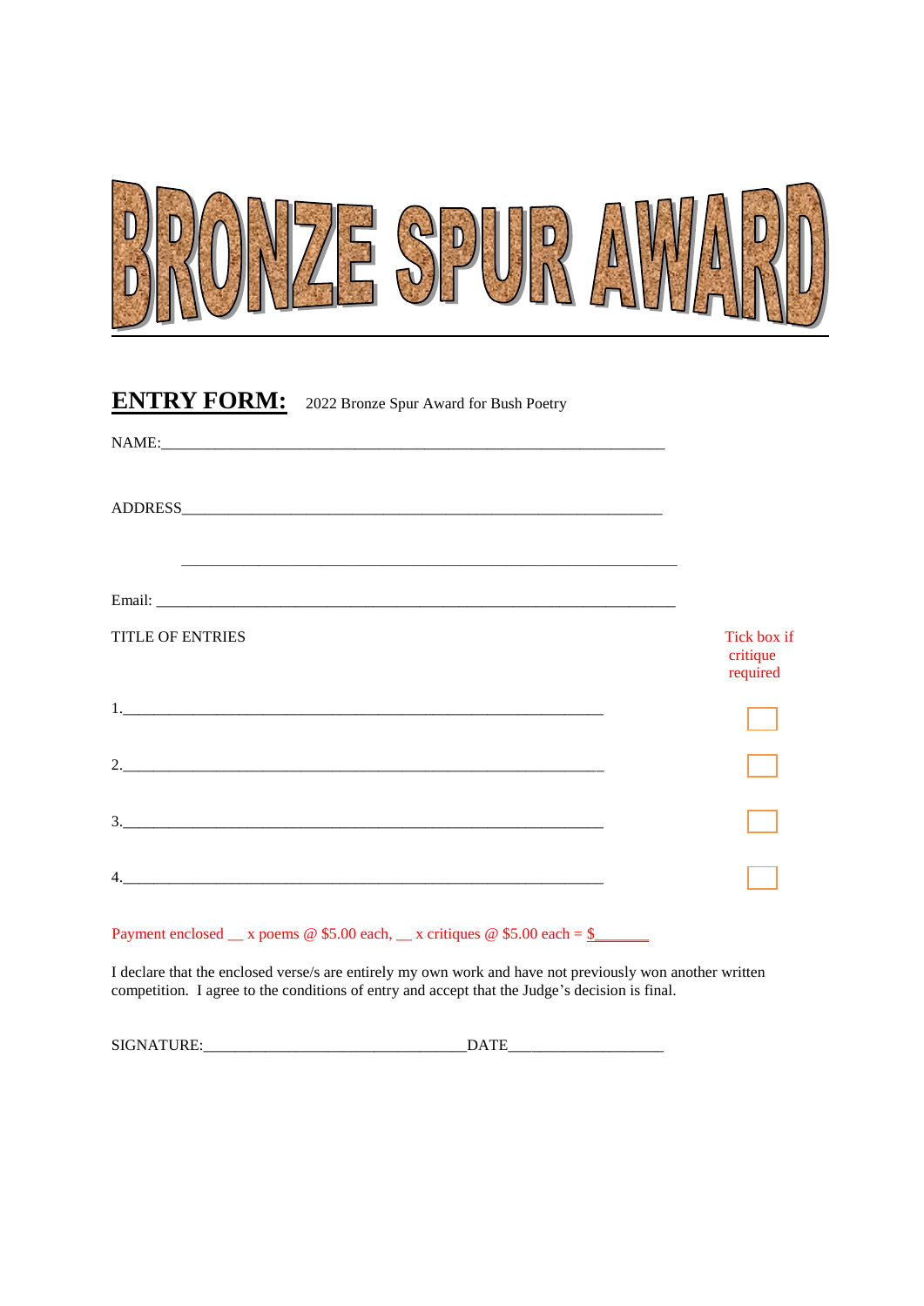# BRONZE SPUR AWARD

**ENTRY FORM:** 2022 Bronze Spur Award for Bush Poetry

NAME:_______________________________________________________________

ADDRESS_____________________________________________________________

_______________________________________________________________

Email: _______________________________________________________________

TITLE OF ENTRIES

Tick box if critique required

1.____________________________________________________________ ☐

2.____________________________________________________________ ☐

3.____________________________________________________________ ☐

4.____________________________________________________________ ☐

Payment enclosed __ x poems @ $5.00 each, __ x critiques @ $5.00 each = $_______

I declare that the enclosed verse/s are entirely my own work and have not previously won another written competition. I agree to the conditions of entry and accept that the Judge's decision is final.

SIGNATURE:__________________________________DATE____________________